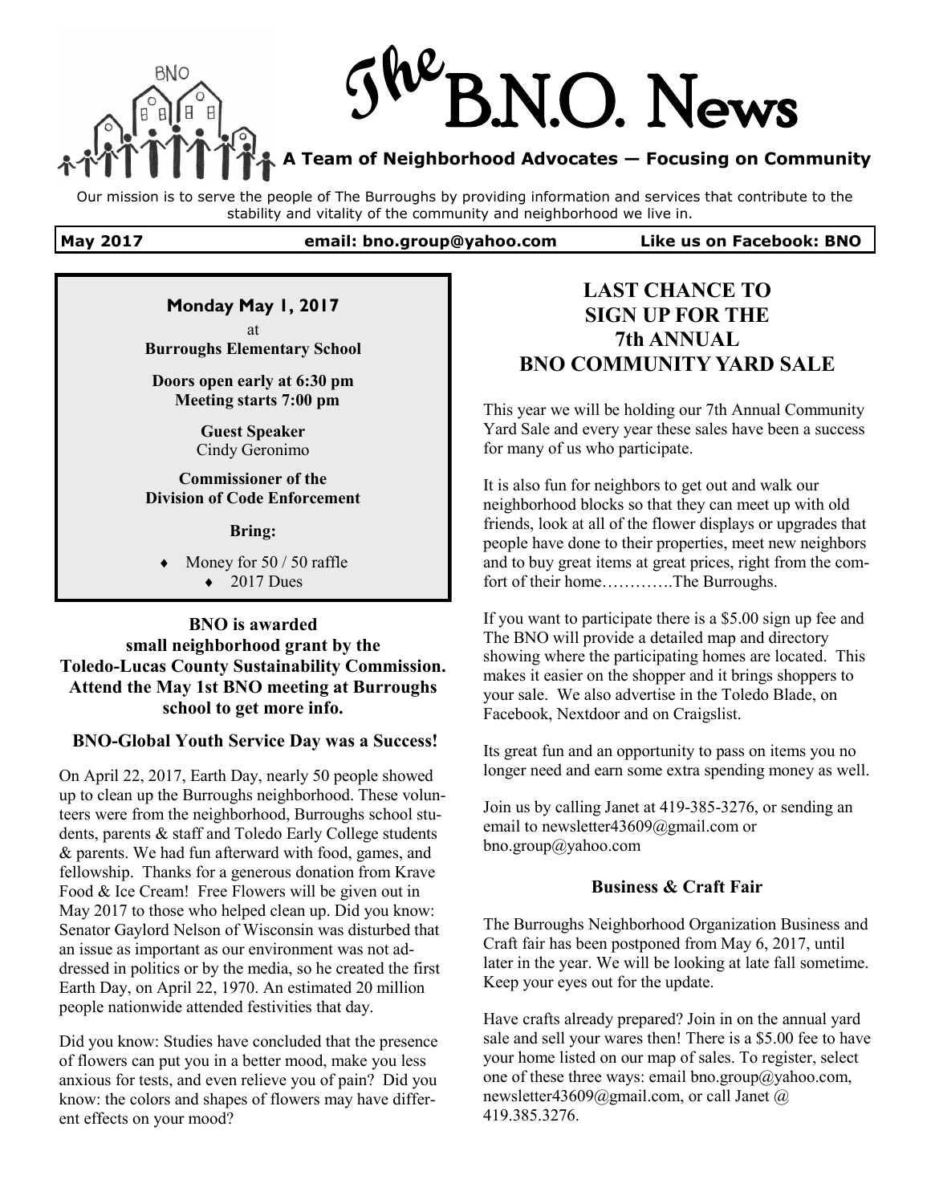# The B.N.O. News

**A Team of Neighborhood Advocates — Focusing on Community**

Our mission is to serve the people of The Burroughs by providing information and services that contribute to the stability and vitality of the community and neighborhood we live in.

**May 2017** | **email: bno.group@yahoo.com** | **Like us on Facebook: BNO**

---

**Monday May 1, 2017**

at

**Burroughs Elementary School**

**Doors open early at 6:30 pm**
**Meeting starts 7:00 pm**

**Guest Speaker**
Cindy Geronimo

**Commissioner of the Division of Code Enforcement**

**Bring:**

- Money for 50 / 50 raffle
- 2017 Dues

---

**BNO is awarded small neighborhood grant by the Toledo-Lucas County Sustainability Commission. Attend the May 1st BNO meeting at Burroughs school to get more info.**

### BNO-Global Youth Service Day was a Success!

On April 22, 2017, Earth Day, nearly 50 people showed up to clean up the Burroughs neighborhood. These volunteers were from the neighborhood, Burroughs school students, parents & staff and Toledo Early College students & parents. We had fun afterward with food, games, and fellowship. Thanks for a generous donation from Krave Food & Ice Cream! Free Flowers will be given out in May 2017 to those who helped clean up. Did you know: Senator Gaylord Nelson of Wisconsin was disturbed that an issue as important as our environment was not addressed in politics or by the media, so he created the first Earth Day, on April 22, 1970. An estimated 20 million people nationwide attended festivities that day.

Did you know: Studies have concluded that the presence of flowers can put you in a better mood, make you less anxious for tests, and even relieve you of pain? Did you know: the colors and shapes of flowers may have different effects on your mood?

## LAST CHANCE TO SIGN UP FOR THE 7th ANNUAL BNO COMMUNITY YARD SALE

This year we will be holding our 7th Annual Community Yard Sale and every year these sales have been a success for many of us who participate.

It is also fun for neighbors to get out and walk our neighborhood blocks so that they can meet up with old friends, look at all of the flower displays or upgrades that people have done to their properties, meet new neighbors and to buy great items at great prices, right from the comfort of their home………….The Burroughs.

If you want to participate there is a $5.00 sign up fee and The BNO will provide a detailed map and directory showing where the participating homes are located. This makes it easier on the shopper and it brings shoppers to your sale. We also advertise in the Toledo Blade, on Facebook, Nextdoor and on Craigslist.

Its great fun and an opportunity to pass on items you no longer need and earn some extra spending money as well.

Join us by calling Janet at 419-385-3276, or sending an email to newsletter43609@gmail.com or bno.group@yahoo.com

### Business & Craft Fair

The Burroughs Neighborhood Organization Business and Craft fair has been postponed from May 6, 2017, until later in the year. We will be looking at late fall sometime. Keep your eyes out for the update.

Have crafts already prepared? Join in on the annual yard sale and sell your wares then! There is a $5.00 fee to have your home listed on our map of sales. To register, select one of these three ways: email bno.group@yahoo.com, newsletter43609@gmail.com, or call Janet @ 419.385.3276.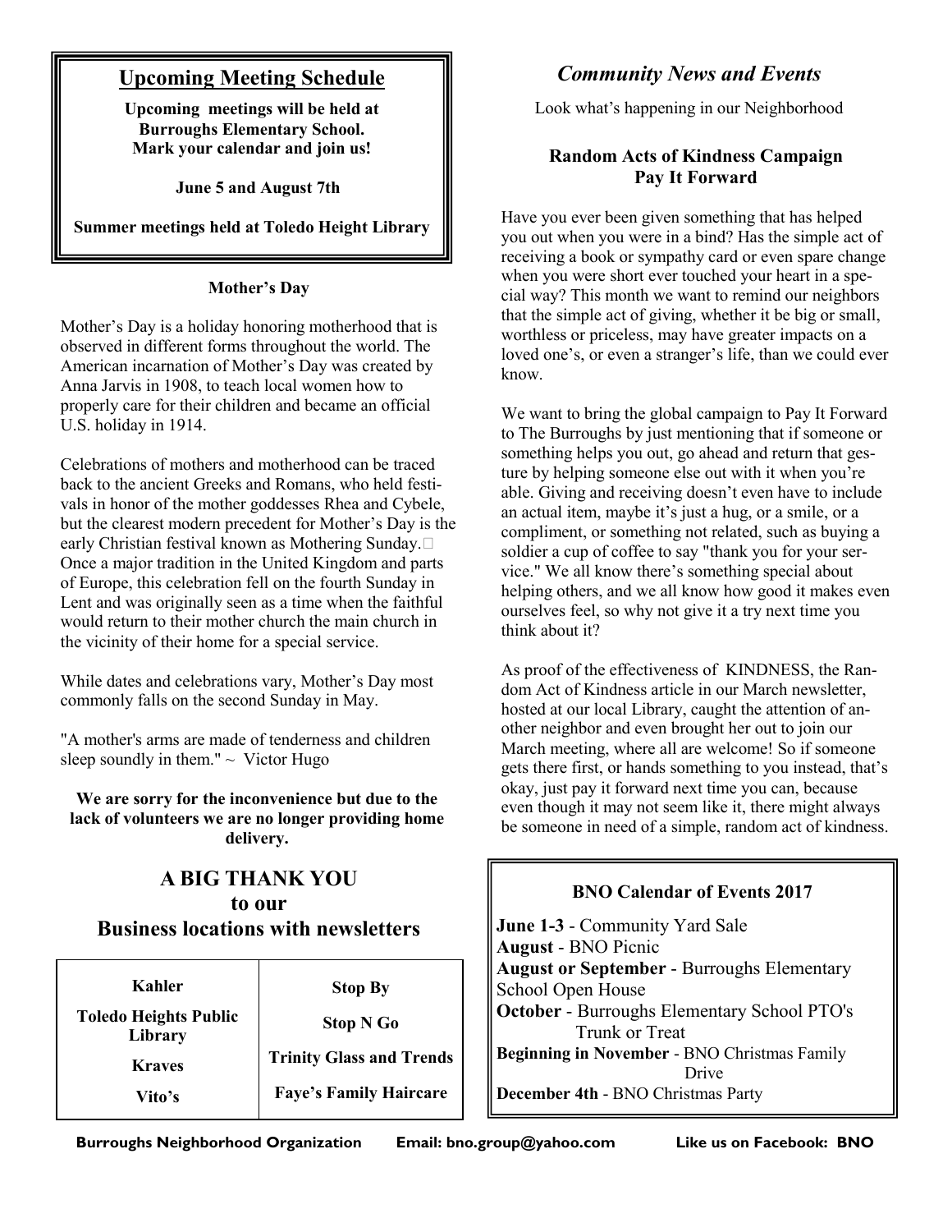## Upcoming Meeting Schedule

**Upcoming meetings will be held at Burroughs Elementary School. Mark your calendar and join us!**

**June 5 and August 7th**

**Summer meetings held at Toledo Height Library**

### Mother's Day

Mother's Day is a holiday honoring motherhood that is observed in different forms throughout the world. The American incarnation of Mother's Day was created by Anna Jarvis in 1908, to teach local women how to properly care for their children and became an official U.S. holiday in 1914.

Celebrations of mothers and motherhood can be traced back to the ancient Greeks and Romans, who held festivals in honor of the mother goddesses Rhea and Cybele, but the clearest modern precedent for Mother's Day is the early Christian festival known as Mothering Sunday. Once a major tradition in the United Kingdom and parts of Europe, this celebration fell on the fourth Sunday in Lent and was originally seen as a time when the faithful would return to their mother church the main church in the vicinity of their home for a special service.

While dates and celebrations vary, Mother's Day most commonly falls on the second Sunday in May.

"A mother's arms are made of tenderness and children sleep soundly in them." ~ Victor Hugo

**We are sorry for the inconvenience but due to the lack of volunteers we are no longer providing home delivery.**

## A BIG THANK YOU to our Business locations with newsletters

| | |
|---|---|
| **Kahler** | **Stop By** |
| **Toledo Heights Public Library** | **Stop N Go** |
| **Kraves** | **Trinity Glass and Trends** |
| **Vito's** | **Faye's Family Haircare** |

## *Community News and Events*

Look what's happening in our Neighborhood

### Random Acts of Kindness Campaign Pay It Forward

Have you ever been given something that has helped you out when you were in a bind? Has the simple act of receiving a book or sympathy card or even spare change when you were short ever touched your heart in a special way? This month we want to remind our neighbors that the simple act of giving, whether it be big or small, worthless or priceless, may have greater impacts on a loved one's, or even a stranger's life, than we could ever know.

We want to bring the global campaign to Pay It Forward to The Burroughs by just mentioning that if someone or something helps you out, go ahead and return that gesture by helping someone else out with it when you're able. Giving and receiving doesn't even have to include an actual item, maybe it's just a hug, or a smile, or a compliment, or something not related, such as buying a soldier a cup of coffee to say "thank you for your service." We all know there's something special about helping others, and we all know how good it makes even ourselves feel, so why not give it a try next time you think about it?

As proof of the effectiveness of KINDNESS, the Random Act of Kindness article in our March newsletter, hosted at our local Library, caught the attention of another neighbor and even brought her out to join our March meeting, where all are welcome! So if someone gets there first, or hands something to you instead, that's okay, just pay it forward next time you can, because even though it may not seem like it, there might always be someone in need of a simple, random act of kindness.

### BNO Calendar of Events 2017

**June 1-3** - Community Yard Sale
**August** - BNO Picnic
**August or September** - Burroughs Elementary School Open House
**October** - Burroughs Elementary School PTO's Trunk or Treat
**Beginning in November** - BNO Christmas Family Drive
**December 4th** - BNO Christmas Party

**Burroughs Neighborhood Organization** **Email: bno.group@yahoo.com** **Like us on Facebook: BNO**